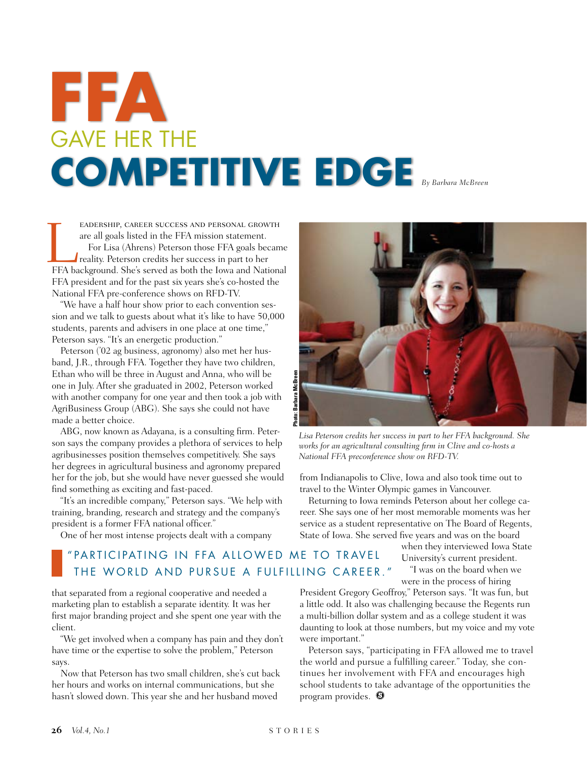# FFA GAVE HER THE COMPETITIVE EDGE

By Barbara McBreen

Leadership, career success and personal growth are all goals listed in the FFA mission statement.

For Lisa (Ahrens) Peterson those FFA goals became reality. Peterson credits her success in part to her FFA background. She's served as both the Iowa and National FFA president and for the past six years she's co-hosted the National FFA pre-conference shows on RFD-TV.

"We have a half hour show prior to each convention session and we talk to guests about what it's like to have 50,000 students, parents and advisers in one place at one time," Peterson says. "It's an energetic production."

Peterson ('02 ag business, agronomy) also met her husband, J.R., through FFA. Together they have two children, Ethan who will be three in August and Anna, who will be one in July. After she graduated in 2002, Peterson worked with another company for one year and then took a job with AgriBusiness Group (ABG). She says she could not have made a better choice.

ABG, now known as Adayana, is a consulting firm. Peterson says the company provides a plethora of services to help agribusinesses position themselves competitively. She says her degrees in agricultural business and agronomy prepared her for the job, but she would have never guessed she would find something as exciting and fast-paced.

"It's an incredible company," Peterson says. "We help with training, branding, research and strategy and the company's president is a former FFA national officer."

One of her most intense projects dealt with a company that separated from a regional cooperative and needed a marketing plan to establish a separate identity. It was her first major branding project and she spent one year with the client.

"We get involved when a company has pain and they don't have time or the expertise to solve the problem," Peterson says.

Now that Peterson has two small children, she's cut back her hours and works on internal communications, but she hasn't slowed down. This year she and her husband moved from Indianapolis to Clive, Iowa and also took time out to travel to the Winter Olympic games in Vancouver.

Photo: Barbara McBreen

*Lisa Peterson credits her success in part to her FFA background. She works for an agricultural consulting firm in Clive and co-hosts a National FFA preconference show on RFD-TV.*

> "PARTICIPATING IN FFA ALLOWED ME TO TRAVEL THE WORLD AND PURSUE A FULFILLING CAREER."

Returning to Iowa reminds Peterson about her college career. She says one of her most memorable moments was her service as a student representative on The Board of Regents, State of Iowa. She served five years and was on the board when they interviewed Iowa State University's current president.

"I was on the board when we were in the process of hiring President Gregory Geoffroy," Peterson says. "It was fun, but a little odd. It also was challenging because the Regents run a multi-billion dollar system and as a college student it was daunting to look at those numbers, but my voice and my vote were important."

Peterson says, "participating in FFA allowed me to travel the world and pursue a fulfilling career." Today, she continues her involvement with FFA and encourages high school students to take advantage of the opportunities the program provides.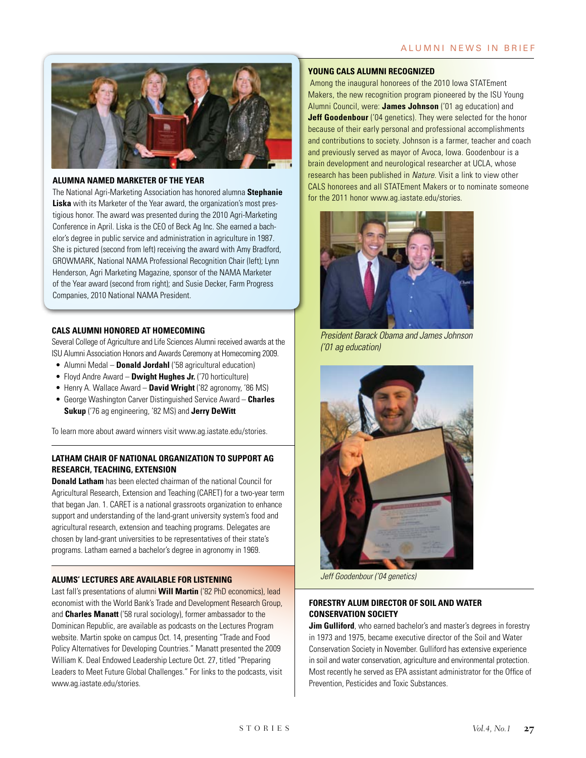## ALUMNA NAMED MARKETER OF THE YEAR

The National Agri-Marketing Association has honored alumna **Stephanie Liska** with its Marketer of the Year award, the organization's most prestigious honor. The award was presented during the 2010 Agri-Marketing Conference in April. Liska is the CEO of Beck Ag Inc. She earned a bachelor's degree in public service and administration in agriculture in 1987. She is pictured (second from left) receiving the award with Amy Bradford, GROWMARK, National NAMA Professional Recognition Chair (left); Lynn Henderson, Agri Marketing Magazine, sponsor of the NAMA Marketer of the Year award (second from right); and Susie Decker, Farm Progress Companies, 2010 National NAMA President.

## CALS ALUMNI HONORED AT HOMECOMING

Several College of Agriculture and Life Sciences Alumni received awards at the ISU Alumni Association Honors and Awards Ceremony at Homecoming 2009.

- Alumni Medal – **Donald Jordahl** ('58 agricultural education)
- Floyd Andre Award – **Dwight Hughes Jr.** ('70 horticulture)
- Henry A. Wallace Award – **David Wright** ('82 agronomy, '86 MS)
- George Washington Carver Distinguished Service Award – **Charles Sukup** ('76 ag engineering, '82 MS) and **Jerry DeWitt**

To learn more about award winners visit www.ag.iastate.edu/stories.

## LATHAM CHAIR OF NATIONAL ORGANIZATION TO SUPPORT AG RESEARCH, TEACHING, EXTENSION

**Donald Latham** has been elected chairman of the national Council for Agricultural Research, Extension and Teaching (CARET) for a two-year term that began Jan. 1. CARET is a national grassroots organization to enhance support and understanding of the land-grant university system's food and agricultural research, extension and teaching programs. Delegates are chosen by land-grant universities to be representatives of their state's programs. Latham earned a bachelor's degree in agronomy in 1969.

## ALUMS' LECTURES ARE AVAILABLE FOR LISTENING

Last fall's presentations of alumni **Will Martin** ('82 PhD economics), lead economist with the World Bank's Trade and Development Research Group, and **Charles Manatt** ('58 rural sociology), former ambassador to the Dominican Republic, are available as podcasts on the Lectures Program website. Martin spoke on campus Oct. 14, presenting "Trade and Food Policy Alternatives for Developing Countries." Manatt presented the 2009 William K. Deal Endowed Leadership Lecture Oct. 27, titled "Preparing Leaders to Meet Future Global Challenges." For links to the podcasts, visit www.ag.iastate.edu/stories.

## YOUNG CALS ALUMNI RECOGNIZED

Among the inaugural honorees of the 2010 Iowa STATEment Makers, the new recognition program pioneered by the ISU Young Alumni Council, were: **James Johnson** ('01 ag education) and **Jeff Goodenbour** ('04 genetics). They were selected for the honor because of their early personal and professional accomplishments and contributions to society. Johnson is a farmer, teacher and coach and previously served as mayor of Avoca, Iowa. Goodenbour is a brain development and neurological researcher at UCLA, whose research has been published in *Nature*. Visit a link to view other CALS honorees and all STATEment Makers or to nominate someone for the 2011 honor www.ag.iastate.edu/stories.

*President Barack Obama and James Johnson ('01 ag education)*

*Jeff Goodenbour ('04 genetics)*

## FORESTRY ALUM DIRECTOR OF SOIL AND WATER CONSERVATION SOCIETY

**Jim Gulliford**, who earned bachelor's and master's degrees in forestry in 1973 and 1975, became executive director of the Soil and Water Conservation Society in November. Gulliford has extensive experience in soil and water conservation, agriculture and environmental protection. Most recently he served as EPA assistant administrator for the Office of Prevention, Pesticides and Toxic Substances.